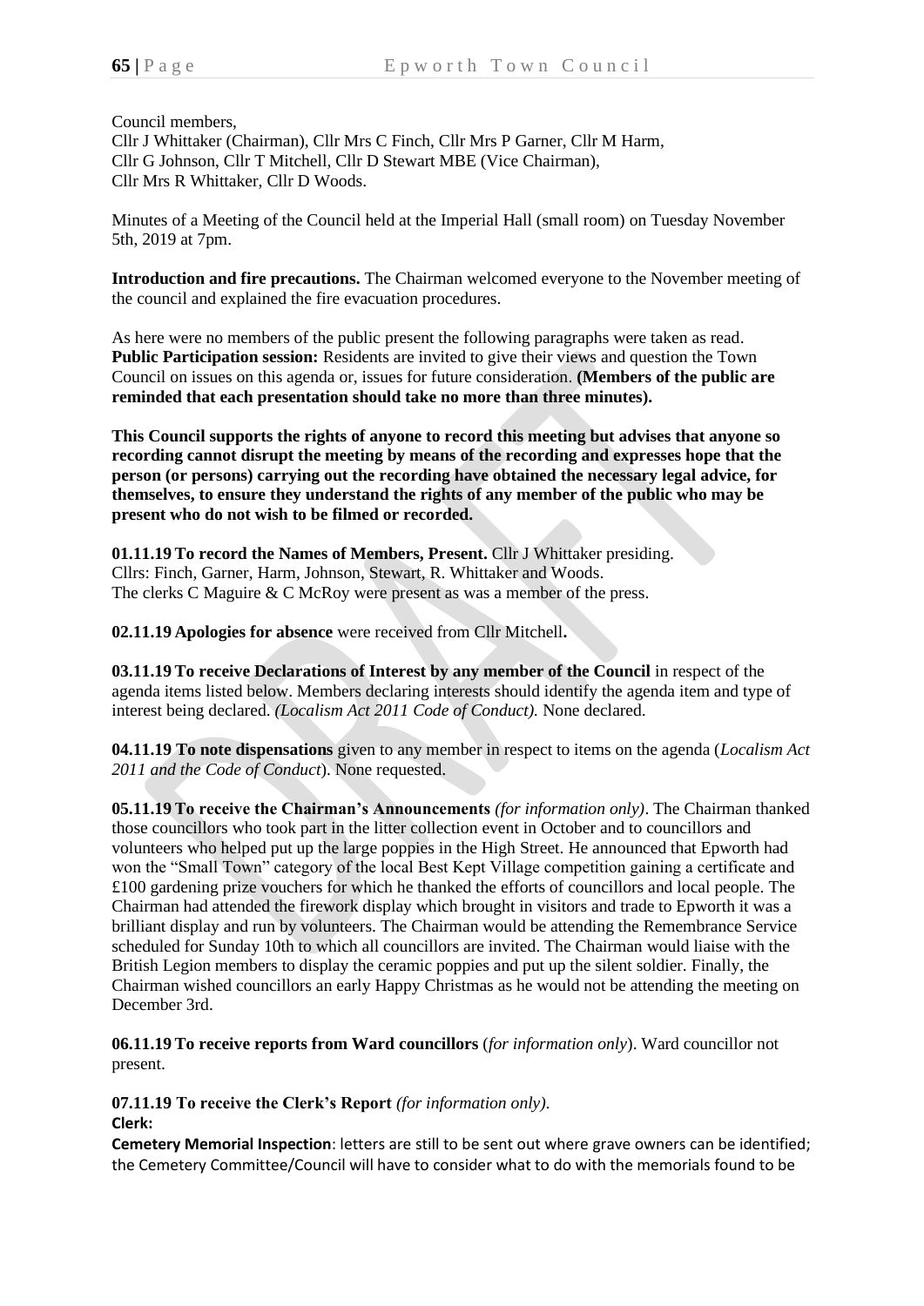Council members,
Cllr J Whittaker (Chairman), Cllr Mrs C Finch, Cllr Mrs P Garner, Cllr M Harm, Cllr G Johnson, Cllr T Mitchell, Cllr D Stewart MBE (Vice Chairman), Cllr Mrs R Whittaker, Cllr D Woods.

Minutes of a Meeting of the Council held at the Imperial Hall (small room) on Tuesday November 5th, 2019 at 7pm.

**Introduction and fire precautions.** The Chairman welcomed everyone to the November meeting of the council and explained the fire evacuation procedures.

As here were no members of the public present the following paragraphs were taken as read.
**Public Participation session:** Residents are invited to give their views and question the Town Council on issues on this agenda or, issues for future consideration. **(Members of the public are reminded that each presentation should take no more than three minutes).**

**This Council supports the rights of anyone to record this meeting but advises that anyone so recording cannot disrupt the meeting by means of the recording and expresses hope that the person (or persons) carrying out the recording have obtained the necessary legal advice, for themselves, to ensure they understand the rights of any member of the public who may be present who do not wish to be filmed or recorded.**

**01.11.19 To record the Names of Members, Present.** Cllr J Whittaker presiding.
Cllrs: Finch, Garner, Harm, Johnson, Stewart, R. Whittaker and Woods.
The clerks C Maguire & C McRoy were present as was a member of the press.

**02.11.19 Apologies for absence** were received from Cllr Mitchell**.**

**03.11.19 To receive Declarations of Interest by any member of the Council** in respect of the agenda items listed below. Members declaring interests should identify the agenda item and type of interest being declared. *(Localism Act 2011 Code of Conduct).* None declared.

**04.11.19 To note dispensations** given to any member in respect to items on the agenda (*Localism Act 2011 and the Code of Conduct*). None requested.

**05.11.19 To receive the Chairman's Announcements** *(for information only)*. The Chairman thanked those councillors who took part in the litter collection event in October and to councillors and volunteers who helped put up the large poppies in the High Street. He announced that Epworth had won the "Small Town" category of the local Best Kept Village competition gaining a certificate and £100 gardening prize vouchers for which he thanked the efforts of councillors and local people. The Chairman had attended the firework display which brought in visitors and trade to Epworth it was a brilliant display and run by volunteers. The Chairman would be attending the Remembrance Service scheduled for Sunday 10th to which all councillors are invited. The Chairman would liaise with the British Legion members to display the ceramic poppies and put up the silent soldier. Finally, the Chairman wished councillors an early Happy Christmas as he would not be attending the meeting on December 3rd.

**06.11.19 To receive reports from Ward councillors** (*for information only*). Ward councillor not present.

**07.11.19 To receive the Clerk's Report** *(for information only).*
**Clerk:**
**Cemetery Memorial Inspection**: letters are still to be sent out where grave owners can be identified; the Cemetery Committee/Council will have to consider what to do with the memorials found to be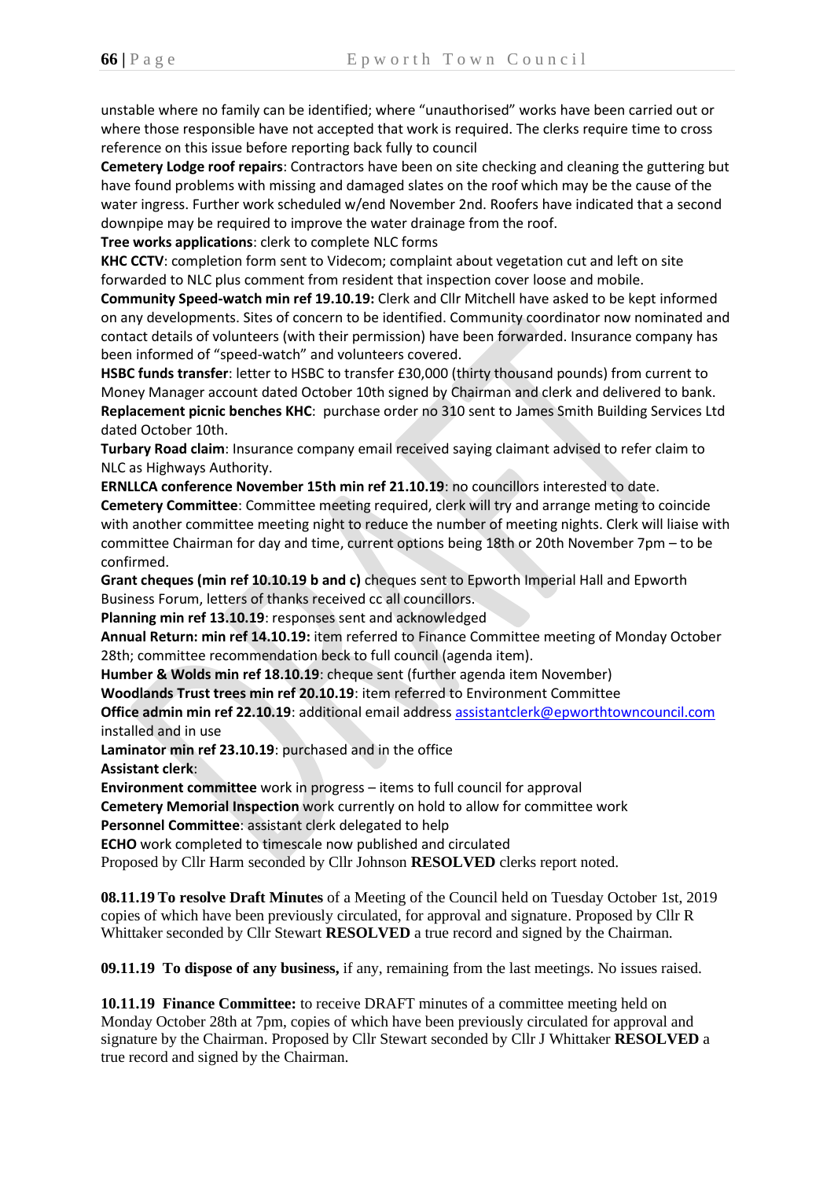unstable where no family can be identified; where "unauthorised" works have been carried out or where those responsible have not accepted that work is required. The clerks require time to cross reference on this issue before reporting back fully to council

**Cemetery Lodge roof repairs**: Contractors have been on site checking and cleaning the guttering but have found problems with missing and damaged slates on the roof which may be the cause of the water ingress. Further work scheduled w/end November 2nd. Roofers have indicated that a second downpipe may be required to improve the water drainage from the roof.

**Tree works applications**: clerk to complete NLC forms

**KHC CCTV**: completion form sent to Videcom; complaint about vegetation cut and left on site forwarded to NLC plus comment from resident that inspection cover loose and mobile.

**Community Speed-watch min ref 19.10.19:** Clerk and Cllr Mitchell have asked to be kept informed on any developments. Sites of concern to be identified. Community coordinator now nominated and contact details of volunteers (with their permission) have been forwarded. Insurance company has been informed of "speed-watch" and volunteers covered.

**HSBC funds transfer**: letter to HSBC to transfer £30,000 (thirty thousand pounds) from current to Money Manager account dated October 10th signed by Chairman and clerk and delivered to bank.

**Replacement picnic benches KHC**: purchase order no 310 sent to James Smith Building Services Ltd dated October 10th.

**Turbary Road claim**: Insurance company email received saying claimant advised to refer claim to NLC as Highways Authority.

**ERNLLCA conference November 15th min ref 21.10.19**: no councillors interested to date.

**Cemetery Committee**: Committee meeting required, clerk will try and arrange meting to coincide with another committee meeting night to reduce the number of meeting nights. Clerk will liaise with committee Chairman for day and time, current options being 18th or 20th November 7pm – to be confirmed.

**Grant cheques (min ref 10.10.19 b and c)** cheques sent to Epworth Imperial Hall and Epworth Business Forum, letters of thanks received cc all councillors.

**Planning min ref 13.10.19**: responses sent and acknowledged

**Annual Return: min ref 14.10.19:** item referred to Finance Committee meeting of Monday October 28th; committee recommendation beck to full council (agenda item).

**Humber & Wolds min ref 18.10.19**: cheque sent (further agenda item November)

**Woodlands Trust trees min ref 20.10.19**: item referred to Environment Committee

**Office admin min ref 22.10.19**: additional email address assistantclerk@epworthtowncouncil.com installed and in use

**Laminator min ref 23.10.19**: purchased and in the office

**Assistant clerk**:

**Environment committee** work in progress – items to full council for approval

**Cemetery Memorial Inspection** work currently on hold to allow for committee work

**Personnel Committee**: assistant clerk delegated to help

**ECHO** work completed to timescale now published and circulated

Proposed by Cllr Harm seconded by Cllr Johnson **RESOLVED** clerks report noted.

**08.11.19 To resolve Draft Minutes** of a Meeting of the Council held on Tuesday October 1st, 2019 copies of which have been previously circulated, for approval and signature. Proposed by Cllr R Whittaker seconded by Cllr Stewart **RESOLVED** a true record and signed by the Chairman.

**09.11.19 To dispose of any business,** if any, remaining from the last meetings. No issues raised.

**10.11.19 Finance Committee:** to receive DRAFT minutes of a committee meeting held on Monday October 28th at 7pm, copies of which have been previously circulated for approval and signature by the Chairman. Proposed by Cllr Stewart seconded by Cllr J Whittaker **RESOLVED** a true record and signed by the Chairman.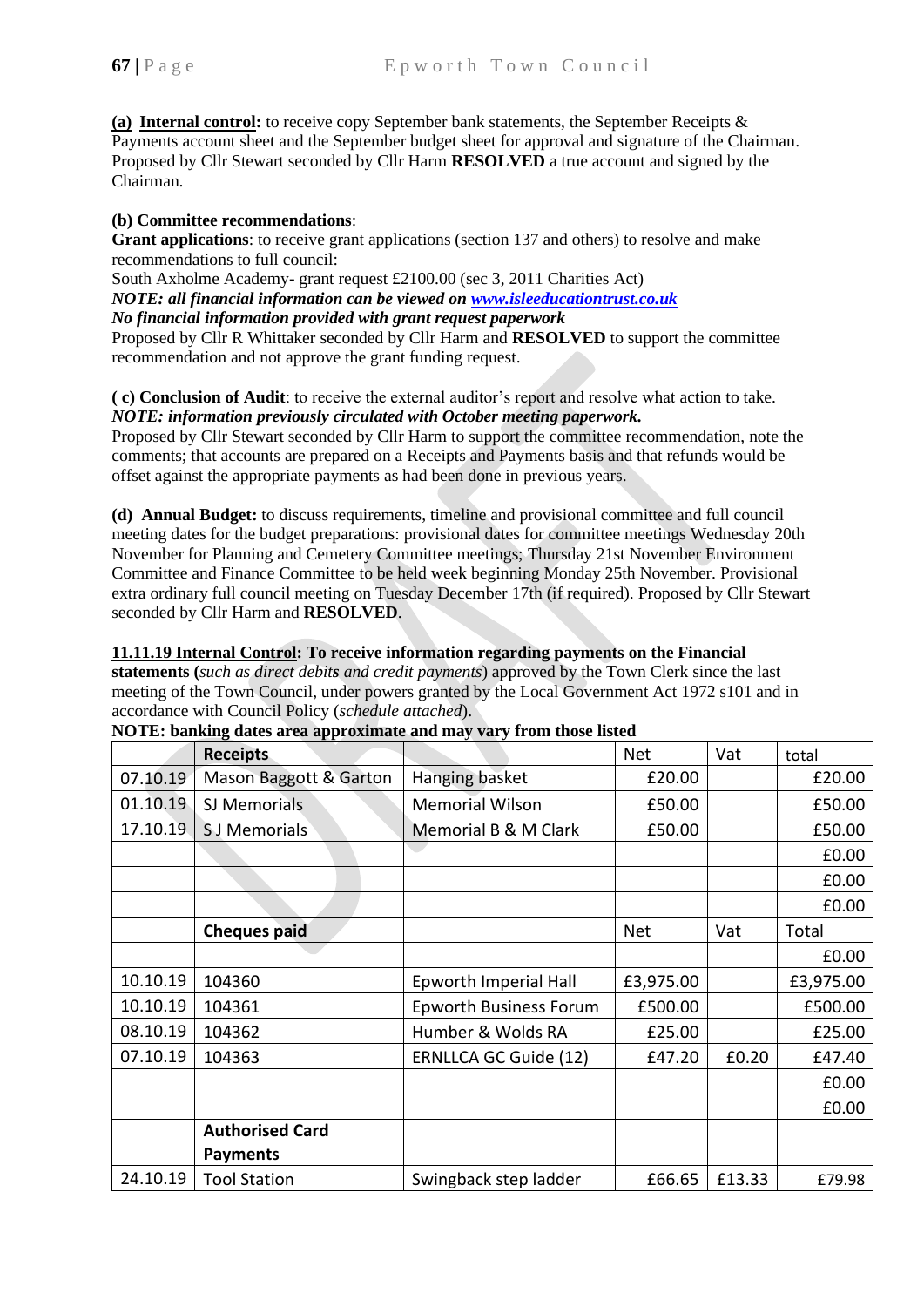**(a) <u>Internal control</u>:** to receive copy September bank statements, the September Receipts & Payments account sheet and the September budget sheet for approval and signature of the Chairman. Proposed by Cllr Stewart seconded by Cllr Harm **RESOLVED** a true account and signed by the Chairman.

**(b) Committee recommendations**:
**Grant applications**: to receive grant applications (section 137 and others) to resolve and make recommendations to full council:
South Axholme Academy- grant request £2100.00 (sec 3, 2011 Charities Act)
***NOTE: all financial information can be viewed on www.isleeducationtrust.co.uk***
***No financial information provided with grant request paperwork***
Proposed by Cllr R Whittaker seconded by Cllr Harm and **RESOLVED** to support the committee recommendation and not approve the grant funding request.

**( c) Conclusion of Audit**: to receive the external auditor's report and resolve what action to take.
***NOTE: information previously circulated with October meeting paperwork.***
Proposed by Cllr Stewart seconded by Cllr Harm to support the committee recommendation, note the comments; that accounts are prepared on a Receipts and Payments basis and that refunds would be offset against the appropriate payments as had been done in previous years.

**(d) Annual Budget:** to discuss requirements, timeline and provisional committee and full council meeting dates for the budget preparations: provisional dates for committee meetings Wednesday 20th November for Planning and Cemetery Committee meetings; Thursday 21st November Environment Committee and Finance Committee to be held week beginning Monday 25th November. Provisional extra ordinary full council meeting on Tuesday December 17th (if required). Proposed by Cllr Stewart seconded by Cllr Harm and **RESOLVED**.

**<u>11.11.19 Internal Control</u>: To receive information regarding payments on the Financial statements (***such as direct debits and credit payments*) approved by the Town Clerk since the last meeting of the Town Council, under powers granted by the Local Government Act 1972 s101 and in accordance with Council Policy (*schedule attached*).

**NOTE: banking dates area approximate and may vary from those listed**

| | **Receipts** | | Net | Vat | total |
|---|---|---|---|---|---|
| 07.10.19 | Mason Baggott & Garton | Hanging basket | £20.00 | | £20.00 |
| 01.10.19 | SJ Memorials | Memorial Wilson | £50.00 | | £50.00 |
| 17.10.19 | S J Memorials | Memorial B & M Clark | £50.00 | | £50.00 |
| | | | | | £0.00 |
| | | | | | £0.00 |
| | | | | | £0.00 |
| | **Cheques paid** | | Net | Vat | Total |
| | | | | | £0.00 |
| 10.10.19 | 104360 | Epworth Imperial Hall | £3,975.00 | | £3,975.00 |
| 10.10.19 | 104361 | Epworth Business Forum | £500.00 | | £500.00 |
| 08.10.19 | 104362 | Humber & Wolds RA | £25.00 | | £25.00 |
| 07.10.19 | 104363 | ERNLLCA GC Guide (12) | £47.20 | £0.20 | £47.40 |
| | | | | | £0.00 |
| | | | | | £0.00 |
| | **Authorised Card Payments** | | | | |
| 24.10.19 | Tool Station | Swingback step ladder | £66.65 | £13.33 | £79.98 |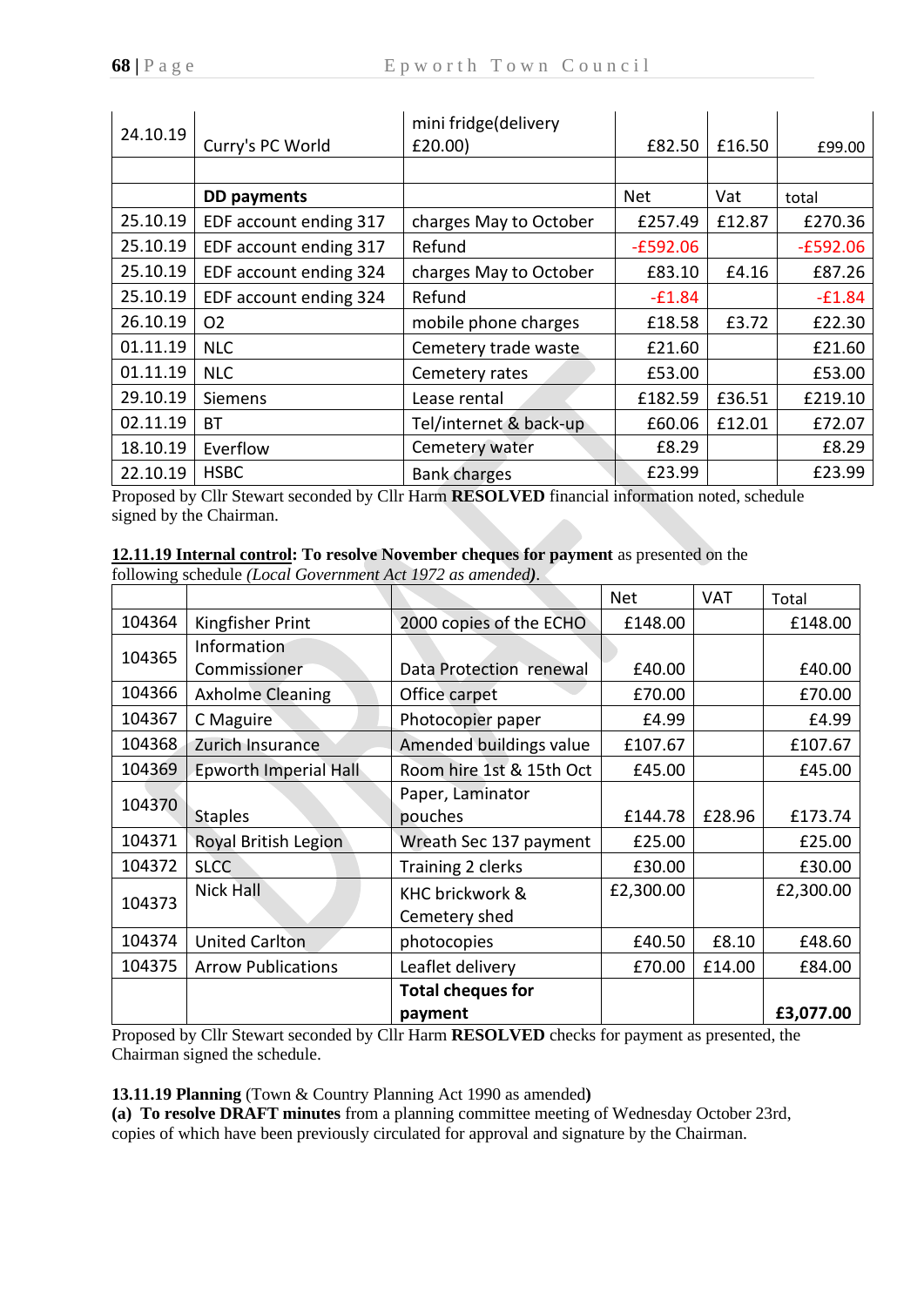| 24.10.19 | Curry's PC World | mini fridge(delivery £20.00) | £82.50 | £16.50 | £99.00 |
|---|---|---|---|---|---|
| | | | | | |
| | **DD payments** | | Net | Vat | total |
| 25.10.19 | EDF account ending 317 | charges May to October | £257.49 | £12.87 | £270.36 |
| 25.10.19 | EDF account ending 317 | Refund | -£592.06 | | -£592.06 |
| 25.10.19 | EDF account ending 324 | charges May to October | £83.10 | £4.16 | £87.26 |
| 25.10.19 | EDF account ending 324 | Refund | -£1.84 | | -£1.84 |
| 26.10.19 | O2 | mobile phone charges | £18.58 | £3.72 | £22.30 |
| 01.11.19 | NLC | Cemetery trade waste | £21.60 | | £21.60 |
| 01.11.19 | NLC | Cemetery rates | £53.00 | | £53.00 |
| 29.10.19 | Siemens | Lease rental | £182.59 | £36.51 | £219.10 |
| 02.11.19 | BT | Tel/internet & back-up | £60.06 | £12.01 | £72.07 |
| 18.10.19 | Everflow | Cemetery water | £8.29 | | £8.29 |
| 22.10.19 | HSBC | Bank charges | £23.99 | | £23.99 |

Proposed by Cllr Stewart seconded by Cllr Harm **RESOLVED** financial information noted, schedule signed by the Chairman.

**12.11.19 Internal control: To resolve November cheques for payment** as presented on the following schedule *(Local Government Act 1972 as amended)*.

| | | | Net | VAT | Total |
|---|---|---|---|---|---|
| 104364 | Kingfisher Print | 2000 copies of the ECHO | £148.00 | | £148.00 |
| 104365 | Information Commissioner | Data Protection renewal | £40.00 | | £40.00 |
| 104366 | Axholme Cleaning | Office carpet | £70.00 | | £70.00 |
| 104367 | C Maguire | Photocopier paper | £4.99 | | £4.99 |
| 104368 | Zurich Insurance | Amended buildings value | £107.67 | | £107.67 |
| 104369 | Epworth Imperial Hall | Room hire 1st & 15th Oct | £45.00 | | £45.00 |
| 104370 | Staples | Paper, Laminator pouches | £144.78 | £28.96 | £173.74 |
| 104371 | Royal British Legion | Wreath Sec 137 payment | £25.00 | | £25.00 |
| 104372 | SLCC | Training 2 clerks | £30.00 | | £30.00 |
| 104373 | Nick Hall | KHC brickwork & Cemetery shed | £2,300.00 | | £2,300.00 |
| 104374 | United Carlton | photocopies | £40.50 | £8.10 | £48.60 |
| 104375 | Arrow Publications | Leaflet delivery | £70.00 | £14.00 | £84.00 |
| | | **Total cheques for payment** | | | **£3,077.00** |

Proposed by Cllr Stewart seconded by Cllr Harm **RESOLVED** checks for payment as presented, the Chairman signed the schedule.

**13.11.19 Planning** (Town & Country Planning Act 1990 as amended**)**

**(a) To resolve DRAFT minutes** from a planning committee meeting of Wednesday October 23rd, copies of which have been previously circulated for approval and signature by the Chairman.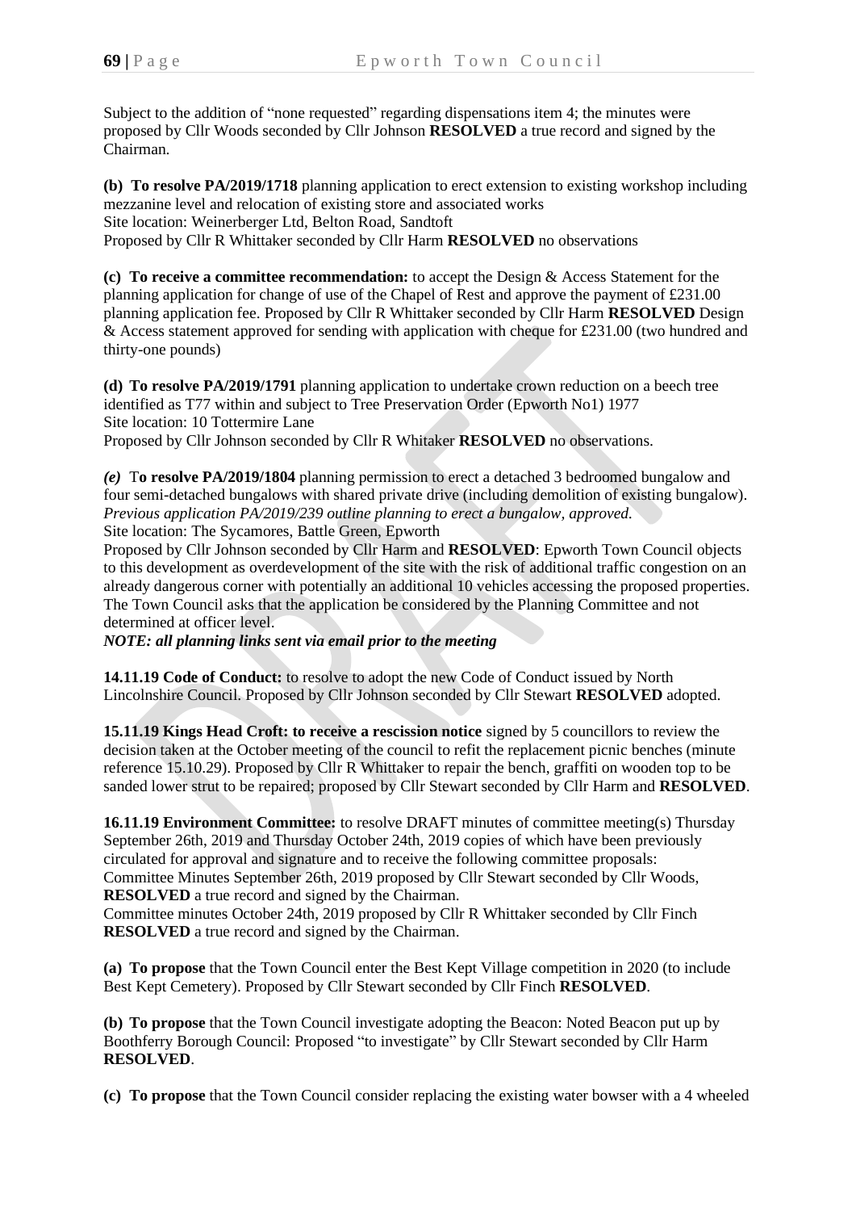Subject to the addition of "none requested" regarding dispensations item 4; the minutes were proposed by Cllr Woods seconded by Cllr Johnson **RESOLVED** a true record and signed by the Chairman.

**(b) To resolve PA/2019/1718** planning application to erect extension to existing workshop including mezzanine level and relocation of existing store and associated works
Site location: Weinerberger Ltd, Belton Road, Sandtoft
Proposed by Cllr R Whittaker seconded by Cllr Harm **RESOLVED** no observations

**(c) To receive a committee recommendation:** to accept the Design & Access Statement for the planning application for change of use of the Chapel of Rest and approve the payment of £231.00 planning application fee. Proposed by Cllr R Whittaker seconded by Cllr Harm **RESOLVED** Design & Access statement approved for sending with application with cheque for £231.00 (two hundred and thirty-one pounds)

**(d) To resolve PA/2019/1791** planning application to undertake crown reduction on a beech tree identified as T77 within and subject to Tree Preservation Order (Epworth No1) 1977
Site location: 10 Tottermire Lane
Proposed by Cllr Johnson seconded by Cllr R Whitaker **RESOLVED** no observations.

*(e)* T**o resolve PA/2019/1804** planning permission to erect a detached 3 bedroomed bungalow and four semi-detached bungalows with shared private drive (including demolition of existing bungalow). *Previous application PA/2019/239 outline planning to erect a bungalow, approved.*
Site location: The Sycamores, Battle Green, Epworth
Proposed by Cllr Johnson seconded by Cllr Harm and **RESOLVED**: Epworth Town Council objects to this development as overdevelopment of the site with the risk of additional traffic congestion on an already dangerous corner with potentially an additional 10 vehicles accessing the proposed properties. The Town Council asks that the application be considered by the Planning Committee and not determined at officer level.
***NOTE: all planning links sent via email prior to the meeting***

**14.11.19 Code of Conduct:** to resolve to adopt the new Code of Conduct issued by North Lincolnshire Council. Proposed by Cllr Johnson seconded by Cllr Stewart **RESOLVED** adopted.

**15.11.19 Kings Head Croft: to receive a rescission notice** signed by 5 councillors to review the decision taken at the October meeting of the council to refit the replacement picnic benches (minute reference 15.10.29). Proposed by Cllr R Whittaker to repair the bench, graffiti on wooden top to be sanded lower strut to be repaired; proposed by Cllr Stewart seconded by Cllr Harm and **RESOLVED**.

**16.11.19 Environment Committee:** to resolve DRAFT minutes of committee meeting(s) Thursday September 26th, 2019 and Thursday October 24th, 2019 copies of which have been previously circulated for approval and signature and to receive the following committee proposals:
Committee Minutes September 26th, 2019 proposed by Cllr Stewart seconded by Cllr Woods, **RESOLVED** a true record and signed by the Chairman.
Committee minutes October 24th, 2019 proposed by Cllr R Whittaker seconded by Cllr Finch **RESOLVED** a true record and signed by the Chairman.

**(a) To propose** that the Town Council enter the Best Kept Village competition in 2020 (to include Best Kept Cemetery). Proposed by Cllr Stewart seconded by Cllr Finch **RESOLVED**.

**(b) To propose** that the Town Council investigate adopting the Beacon: Noted Beacon put up by Boothferry Borough Council: Proposed "to investigate" by Cllr Stewart seconded by Cllr Harm **RESOLVED**.

**(c) To propose** that the Town Council consider replacing the existing water bowser with a 4 wheeled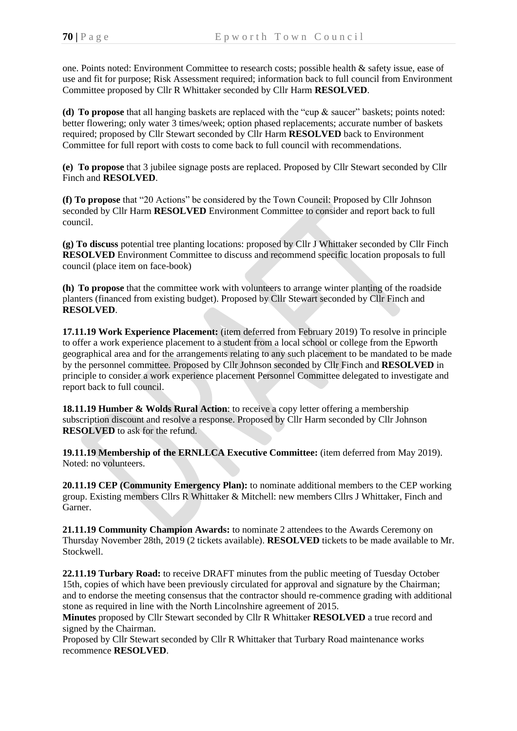one. Points noted: Environment Committee to research costs; possible health & safety issue, ease of use and fit for purpose; Risk Assessment required; information back to full council from Environment Committee proposed by Cllr R Whittaker seconded by Cllr Harm **RESOLVED**.

**(d) To propose** that all hanging baskets are replaced with the "cup & saucer" baskets; points noted: better flowering; only water 3 times/week; option phased replacements; accurate number of baskets required; proposed by Cllr Stewart seconded by Cllr Harm **RESOLVED** back to Environment Committee for full report with costs to come back to full council with recommendations.

**(e) To propose** that 3 jubilee signage posts are replaced. Proposed by Cllr Stewart seconded by Cllr Finch and **RESOLVED**.

**(f) To propose** that "20 Actions" be considered by the Town Council: Proposed by Cllr Johnson seconded by Cllr Harm **RESOLVED** Environment Committee to consider and report back to full council.

**(g) To discuss** potential tree planting locations: proposed by Cllr J Whittaker seconded by Cllr Finch **RESOLVED** Environment Committee to discuss and recommend specific location proposals to full council (place item on face-book)

**(h) To propose** that the committee work with volunteers to arrange winter planting of the roadside planters (financed from existing budget). Proposed by Cllr Stewart seconded by Cllr Finch and **RESOLVED**.

**17.11.19 Work Experience Placement:** (item deferred from February 2019) To resolve in principle to offer a work experience placement to a student from a local school or college from the Epworth geographical area and for the arrangements relating to any such placement to be mandated to be made by the personnel committee. Proposed by Cllr Johnson seconded by Cllr Finch and **RESOLVED** in principle to consider a work experience placement Personnel Committee delegated to investigate and report back to full council.

**18.11.19 Humber & Wolds Rural Action**: to receive a copy letter offering a membership subscription discount and resolve a response. Proposed by Cllr Harm seconded by Cllr Johnson **RESOLVED** to ask for the refund.

**19.11.19 Membership of the ERNLLCA Executive Committee:** (item deferred from May 2019). Noted: no volunteers.

**20.11.19 CEP (Community Emergency Plan):** to nominate additional members to the CEP working group. Existing members Cllrs R Whittaker & Mitchell: new members Cllrs J Whittaker, Finch and Garner.

**21.11.19 Community Champion Awards:** to nominate 2 attendees to the Awards Ceremony on Thursday November 28th, 2019 (2 tickets available). **RESOLVED** tickets to be made available to Mr. Stockwell.

**22.11.19 Turbary Road:** to receive DRAFT minutes from the public meeting of Tuesday October 15th, copies of which have been previously circulated for approval and signature by the Chairman; and to endorse the meeting consensus that the contractor should re-commence grading with additional stone as required in line with the North Lincolnshire agreement of 2015.

**Minutes** proposed by Cllr Stewart seconded by Cllr R Whittaker **RESOLVED** a true record and signed by the Chairman.

Proposed by Cllr Stewart seconded by Cllr R Whittaker that Turbary Road maintenance works recommence **RESOLVED**.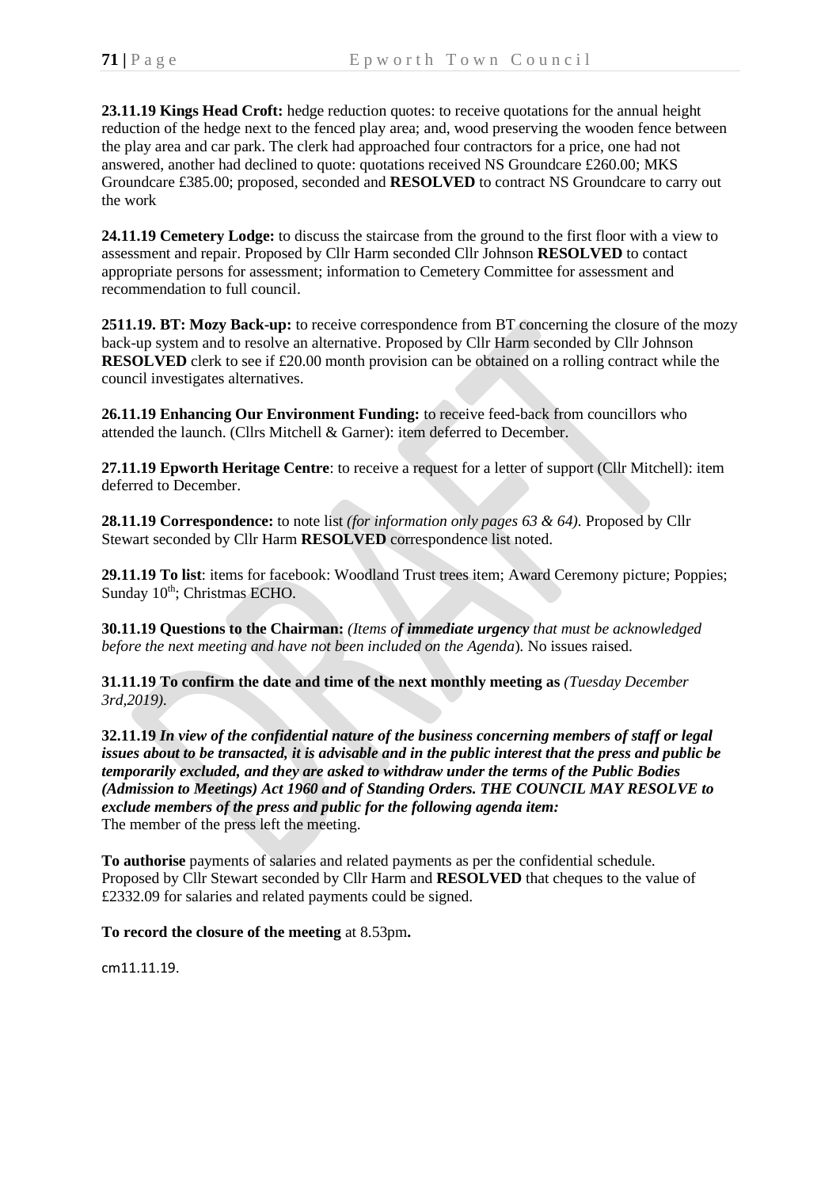**23.11.19 Kings Head Croft:** hedge reduction quotes: to receive quotations for the annual height reduction of the hedge next to the fenced play area; and, wood preserving the wooden fence between the play area and car park. The clerk had approached four contractors for a price, one had not answered, another had declined to quote: quotations received NS Groundcare £260.00; MKS Groundcare £385.00; proposed, seconded and **RESOLVED** to contract NS Groundcare to carry out the work

**24.11.19 Cemetery Lodge:** to discuss the staircase from the ground to the first floor with a view to assessment and repair. Proposed by Cllr Harm seconded Cllr Johnson **RESOLVED** to contact appropriate persons for assessment; information to Cemetery Committee for assessment and recommendation to full council.

**2511.19. BT: Mozy Back-up:** to receive correspondence from BT concerning the closure of the mozy back-up system and to resolve an alternative. Proposed by Cllr Harm seconded by Cllr Johnson **RESOLVED** clerk to see if £20.00 month provision can be obtained on a rolling contract while the council investigates alternatives.

**26.11.19 Enhancing Our Environment Funding:** to receive feed-back from councillors who attended the launch. (Cllrs Mitchell & Garner): item deferred to December.

**27.11.19 Epworth Heritage Centre**: to receive a request for a letter of support (Cllr Mitchell): item deferred to December.

**28.11.19 Correspondence:** to note list *(for information only pages 63 & 64).* Proposed by Cllr Stewart seconded by Cllr Harm **RESOLVED** correspondence list noted.

**29.11.19 To list**: items for facebook: Woodland Trust trees item; Award Ceremony picture; Poppies; Sunday 10th; Christmas ECHO.

**30.11.19 Questions to the Chairman:** *(Items of **immediate urgency** that must be acknowledged before the next meeting and have not been included on the Agenda*). No issues raised.

**31.11.19 To confirm the date and time of the next monthly meeting as** *(Tuesday December 3rd,2019).*

**32.11.19** ***In view of the confidential nature of the business concerning members of staff or legal issues about to be transacted, it is advisable and in the public interest that the press and public be temporarily excluded, and they are asked to withdraw under the terms of the Public Bodies (Admission to Meetings) Act 1960 and of Standing Orders. THE COUNCIL MAY RESOLVE to exclude members of the press and public for the following agenda item:***
The member of the press left the meeting.

**To authorise** payments of salaries and related payments as per the confidential schedule. Proposed by Cllr Stewart seconded by Cllr Harm and **RESOLVED** that cheques to the value of £2332.09 for salaries and related payments could be signed.

**To record the closure of the meeting** at 8.53pm**.**

cm11.11.19.